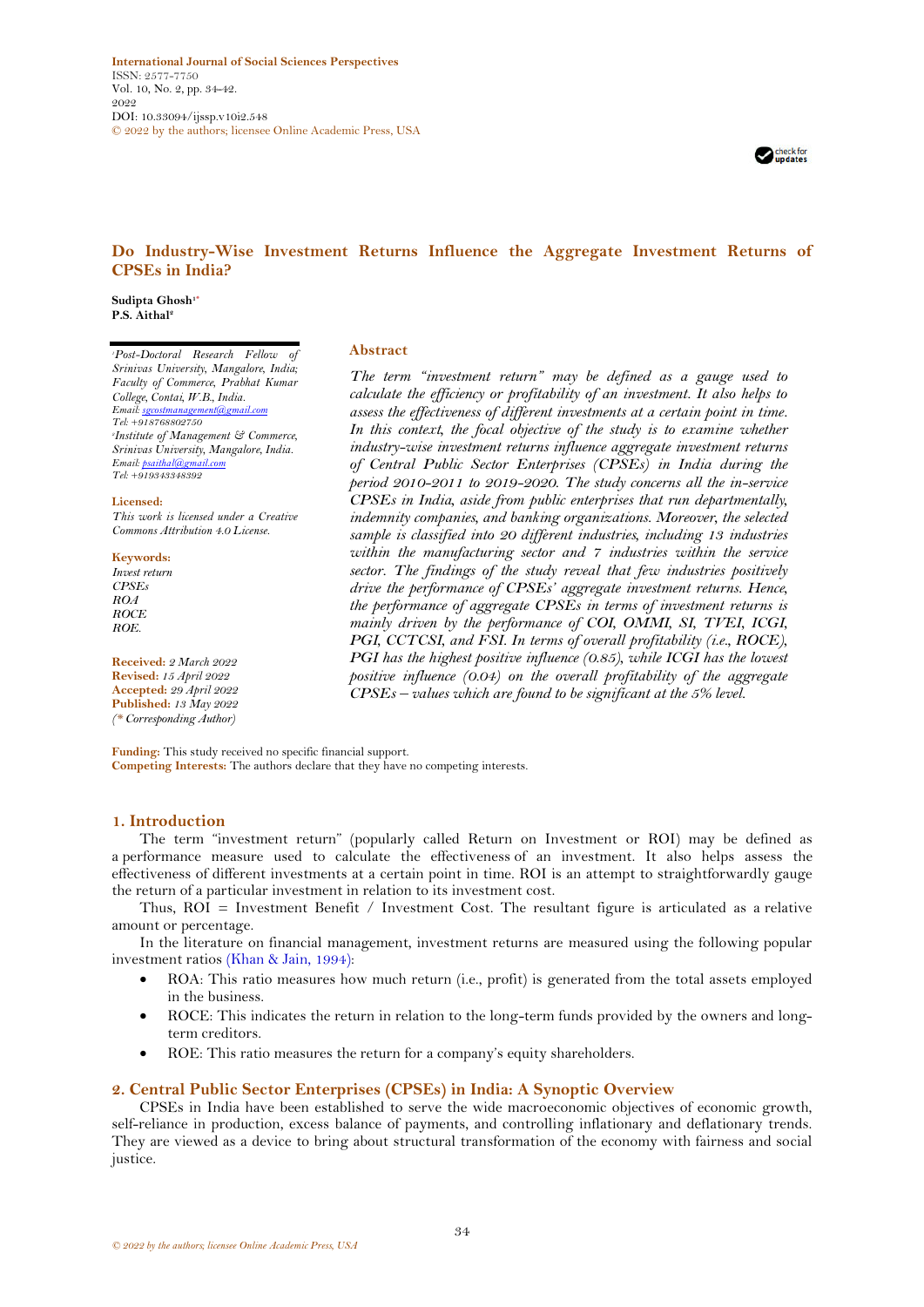International Journal of Social Sciences Perspectives
ISSN: 2577-7750
Vol. 10, No. 2, pp. 34-42.
2022
DOI: 10.33094/ijssp.v10i2.548
© 2022 by the authors; licensee Online Academic Press, USA

# Do Industry-Wise Investment Returns Influence the Aggregate Investment Returns of CPSEs in India?

**Sudipta Ghosh[1*]**
**P.S. Aithal[2]**

[1]*Post-Doctoral Research Fellow of Srinivas University, Mangalore, India; Faculty of Commerce, Prabhat Kumar College, Contai, W.B., India.*
*Email: sgcostmanagement@gmail.com*
*Tel: +918768802750*
[2]*Institute of Management & Commerce, Srinivas University, Mangalore, India.*
*Email: psaithal@gmail.com*
*Tel: +919343348392*

**Licensed:**
*This work is licensed under a Creative Commons Attribution 4.0 License.*

**Keywords:**
*Invest return*
*CPSEs*
*ROA*
*ROCE*
*ROE.*

**Received:** *2 March 2022*
**Revised:** *15 April 2022*
**Accepted:** *29 April 2022*
**Published:** *13 May 2022*
*(\* Corresponding Author)*

## Abstract

*The term "investment return" may be defined as a gauge used to calculate the efficiency or profitability of an investment. It also helps to assess the effectiveness of different investments at a certain point in time. In this context, the focal objective of the study is to examine whether industry-wise investment returns influence aggregate investment returns of Central Public Sector Enterprises (CPSEs) in India during the period 2010-2011 to 2019-2020. The study concerns all the in-service CPSEs in India, aside from public enterprises that run departmentally, indemnity companies, and banking organizations. Moreover, the selected sample is classified into 20 different industries, including 13 industries within the manufacturing sector and 7 industries within the service sector. The findings of the study reveal that few industries positively drive the performance of CPSEs' aggregate investment returns. Hence, the performance of aggregate CPSEs in terms of investment returns is mainly driven by the performance of COI, OMMI, SI, TVEI, ICGI, PGI, CCTCSI, and FSI. In terms of overall profitability (i.e., ROCE), PGI has the highest positive influence (0.85), while ICGI has the lowest positive influence (0.04) on the overall profitability of the aggregate CPSEs – values which are found to be significant at the 5% level.*

**Funding:** This study received no specific financial support.
**Competing Interests:** The authors declare that they have no competing interests.

## 1. Introduction

The term "investment return" (popularly called Return on Investment or ROI) may be defined as a performance measure used to calculate the effectiveness of an investment. It also helps assess the effectiveness of different investments at a certain point in time. ROI is an attempt to straightforwardly gauge the return of a particular investment in relation to its investment cost.

Thus, ROI = Investment Benefit / Investment Cost. The resultant figure is articulated as a relative amount or percentage.

In the literature on financial management, investment returns are measured using the following popular investment ratios (Khan & Jain, 1994):

- ROA: This ratio measures how much return (i.e., profit) is generated from the total assets employed in the business.
- ROCE: This indicates the return in relation to the long-term funds provided by the owners and long-term creditors.
- ROE: This ratio measures the return for a company's equity shareholders.

## 2. Central Public Sector Enterprises (CPSEs) in India: A Synoptic Overview

CPSEs in India have been established to serve the wide macroeconomic objectives of economic growth, self-reliance in production, excess balance of payments, and controlling inflationary and deflationary trends. They are viewed as a device to bring about structural transformation of the economy with fairness and social justice.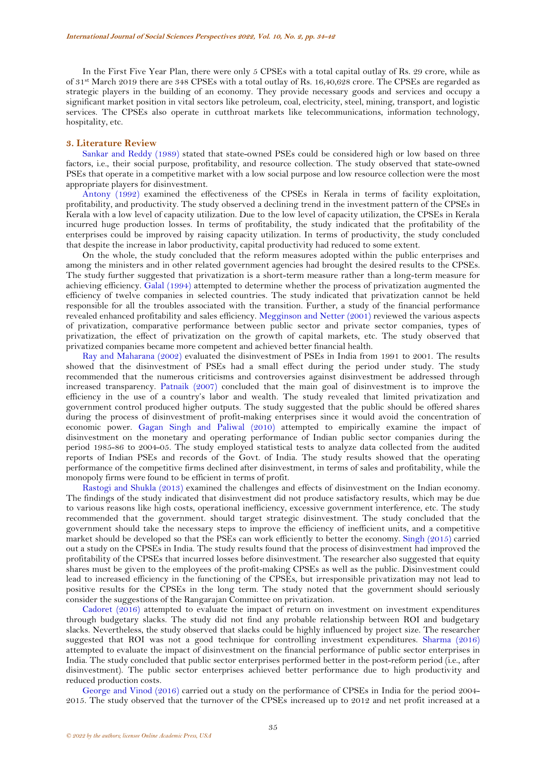In the First Five Year Plan, there were only 5 CPSEs with a total capital outlay of Rs. 29 crore, while as of 31st March 2019 there are 348 CPSEs with a total outlay of Rs. 16,40,628 crore. The CPSEs are regarded as strategic players in the building of an economy. They provide necessary goods and services and occupy a significant market position in vital sectors like petroleum, coal, electricity, steel, mining, transport, and logistic services. The CPSEs also operate in cutthroat markets like telecommunications, information technology, hospitality, etc.

## 3. Literature Review

Sankar and Reddy (1989) stated that state-owned PSEs could be considered high or low based on three factors, i.e., their social purpose, profitability, and resource collection. The study observed that state-owned PSEs that operate in a competitive market with a low social purpose and low resource collection were the most appropriate players for disinvestment.

Antony (1992) examined the effectiveness of the CPSEs in Kerala in terms of facility exploitation, profitability, and productivity. The study observed a declining trend in the investment pattern of the CPSEs in Kerala with a low level of capacity utilization. Due to the low level of capacity utilization, the CPSEs in Kerala incurred huge production losses. In terms of profitability, the study indicated that the profitability of the enterprises could be improved by raising capacity utilization. In terms of productivity, the study concluded that despite the increase in labor productivity, capital productivity had reduced to some extent.

On the whole, the study concluded that the reform measures adopted within the public enterprises and among the ministers and in other related government agencies had brought the desired results to the CPSEs. The study further suggested that privatization is a short-term measure rather than a long-term measure for achieving efficiency. Galal (1994) attempted to determine whether the process of privatization augmented the efficiency of twelve companies in selected countries. The study indicated that privatization cannot be held responsible for all the troubles associated with the transition. Further, a study of the financial performance revealed enhanced profitability and sales efficiency. Megginson and Netter (2001) reviewed the various aspects of privatization, comparative performance between public sector and private sector companies, types of privatization, the effect of privatization on the growth of capital markets, etc. The study observed that privatized companies became more competent and achieved better financial health.

Ray and Maharana (2002) evaluated the disinvestment of PSEs in India from 1991 to 2001. The results showed that the disinvestment of PSEs had a small effect during the period under study. The study recommended that the numerous criticisms and controversies against disinvestment be addressed through increased transparency. Patnaik (2007) concluded that the main goal of disinvestment is to improve the efficiency in the use of a country's labor and wealth. The study revealed that limited privatization and government control produced higher outputs. The study suggested that the public should be offered shares during the process of disinvestment of profit-making enterprises since it would avoid the concentration of economic power. Gagan Singh and Paliwal (2010) attempted to empirically examine the impact of disinvestment on the monetary and operating performance of Indian public sector companies during the period 1985-86 to 2004-05. The study employed statistical tests to analyze data collected from the audited reports of Indian PSEs and records of the Govt. of India. The study results showed that the operating performance of the competitive firms declined after disinvestment, in terms of sales and profitability, while the monopoly firms were found to be efficient in terms of profit.

Rastogi and Shukla (2013) examined the challenges and effects of disinvestment on the Indian economy. The findings of the study indicated that disinvestment did not produce satisfactory results, which may be due to various reasons like high costs, operational inefficiency, excessive government interference, etc. The study recommended that the government. should target strategic disinvestment. The study concluded that the government should take the necessary steps to improve the efficiency of inefficient units, and a competitive market should be developed so that the PSEs can work efficiently to better the economy. Singh (2015) carried out a study on the CPSEs in India. The study results found that the process of disinvestment had improved the profitability of the CPSEs that incurred losses before disinvestment. The researcher also suggested that equity shares must be given to the employees of the profit-making CPSEs as well as the public. Disinvestment could lead to increased efficiency in the functioning of the CPSEs, but irresponsible privatization may not lead to positive results for the CPSEs in the long term. The study noted that the government should seriously consider the suggestions of the Rangarajan Committee on privatization.

Cadoret (2016) attempted to evaluate the impact of return on investment on investment expenditures through budgetary slacks. The study did not find any probable relationship between ROI and budgetary slacks. Nevertheless, the study observed that slacks could be highly influenced by project size. The researcher suggested that ROI was not a good technique for controlling investment expenditures. Sharma (2016) attempted to evaluate the impact of disinvestment on the financial performance of public sector enterprises in India. The study concluded that public sector enterprises performed better in the post-reform period (i.e., after disinvestment). The public sector enterprises achieved better performance due to high productivity and reduced production costs.

George and Vinod (2016) carried out a study on the performance of CPSEs in India for the period 2004-2015. The study observed that the turnover of the CPSEs increased up to 2012 and net profit increased at a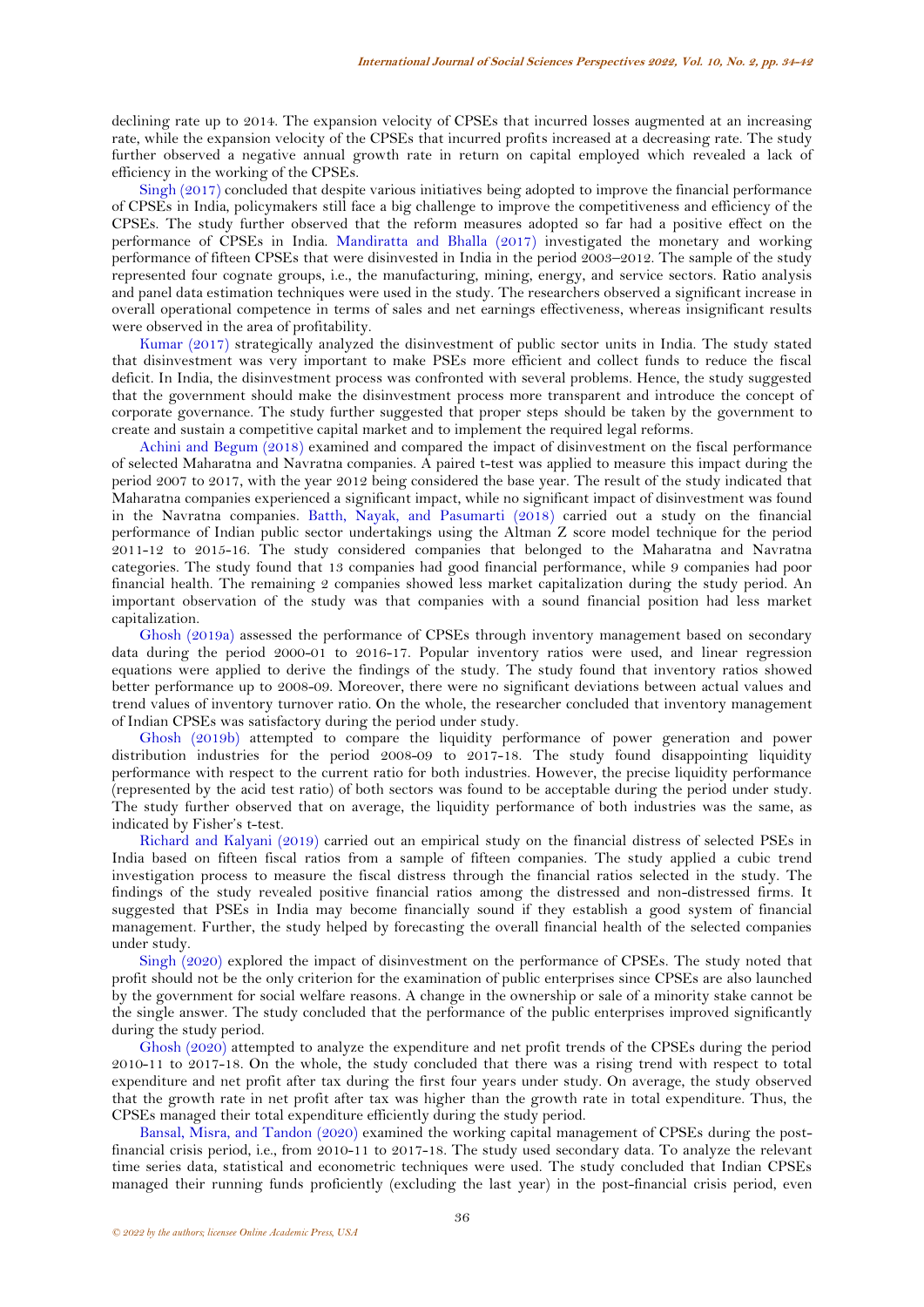declining rate up to 2014. The expansion velocity of CPSEs that incurred losses augmented at an increasing rate, while the expansion velocity of the CPSEs that incurred profits increased at a decreasing rate. The study further observed a negative annual growth rate in return on capital employed which revealed a lack of efficiency in the working of the CPSEs.

Singh (2017) concluded that despite various initiatives being adopted to improve the financial performance of CPSEs in India, policymakers still face a big challenge to improve the competitiveness and efficiency of the CPSEs. The study further observed that the reform measures adopted so far had a positive effect on the performance of CPSEs in India. Mandiratta and Bhalla (2017) investigated the monetary and working performance of fifteen CPSEs that were disinvested in India in the period 2003–2012. The sample of the study represented four cognate groups, i.e., the manufacturing, mining, energy, and service sectors. Ratio analysis and panel data estimation techniques were used in the study. The researchers observed a significant increase in overall operational competence in terms of sales and net earnings effectiveness, whereas insignificant results were observed in the area of profitability.

Kumar (2017) strategically analyzed the disinvestment of public sector units in India. The study stated that disinvestment was very important to make PSEs more efficient and collect funds to reduce the fiscal deficit. In India, the disinvestment process was confronted with several problems. Hence, the study suggested that the government should make the disinvestment process more transparent and introduce the concept of corporate governance. The study further suggested that proper steps should be taken by the government to create and sustain a competitive capital market and to implement the required legal reforms.

Achini and Begum (2018) examined and compared the impact of disinvestment on the fiscal performance of selected Maharatna and Navratna companies. A paired t-test was applied to measure this impact during the period 2007 to 2017, with the year 2012 being considered the base year. The result of the study indicated that Maharatna companies experienced a significant impact, while no significant impact of disinvestment was found in the Navratna companies. Batth, Nayak, and Pasumarti (2018) carried out a study on the financial performance of Indian public sector undertakings using the Altman Z score model technique for the period 2011-12 to 2015-16. The study considered companies that belonged to the Maharatna and Navratna categories. The study found that 13 companies had good financial performance, while 9 companies had poor financial health. The remaining 2 companies showed less market capitalization during the study period. An important observation of the study was that companies with a sound financial position had less market capitalization.

Ghosh (2019a) assessed the performance of CPSEs through inventory management based on secondary data during the period 2000-01 to 2016-17. Popular inventory ratios were used, and linear regression equations were applied to derive the findings of the study. The study found that inventory ratios showed better performance up to 2008-09. Moreover, there were no significant deviations between actual values and trend values of inventory turnover ratio. On the whole, the researcher concluded that inventory management of Indian CPSEs was satisfactory during the period under study.

Ghosh (2019b) attempted to compare the liquidity performance of power generation and power distribution industries for the period 2008-09 to 2017-18. The study found disappointing liquidity performance with respect to the current ratio for both industries. However, the precise liquidity performance (represented by the acid test ratio) of both sectors was found to be acceptable during the period under study. The study further observed that on average, the liquidity performance of both industries was the same, as indicated by Fisher's t-test.

Richard and Kalyani (2019) carried out an empirical study on the financial distress of selected PSEs in India based on fifteen fiscal ratios from a sample of fifteen companies. The study applied a cubic trend investigation process to measure the fiscal distress through the financial ratios selected in the study. The findings of the study revealed positive financial ratios among the distressed and non-distressed firms. It suggested that PSEs in India may become financially sound if they establish a good system of financial management. Further, the study helped by forecasting the overall financial health of the selected companies under study.

Singh (2020) explored the impact of disinvestment on the performance of CPSEs. The study noted that profit should not be the only criterion for the examination of public enterprises since CPSEs are also launched by the government for social welfare reasons. A change in the ownership or sale of a minority stake cannot be the single answer. The study concluded that the performance of the public enterprises improved significantly during the study period.

Ghosh (2020) attempted to analyze the expenditure and net profit trends of the CPSEs during the period 2010-11 to 2017-18. On the whole, the study concluded that there was a rising trend with respect to total expenditure and net profit after tax during the first four years under study. On average, the study observed that the growth rate in net profit after tax was higher than the growth rate in total expenditure. Thus, the CPSEs managed their total expenditure efficiently during the study period.

Bansal, Misra, and Tandon (2020) examined the working capital management of CPSEs during the post-financial crisis period, i.e., from 2010-11 to 2017-18. The study used secondary data. To analyze the relevant time series data, statistical and econometric techniques were used. The study concluded that Indian CPSEs managed their running funds proficiently (excluding the last year) in the post-financial crisis period, even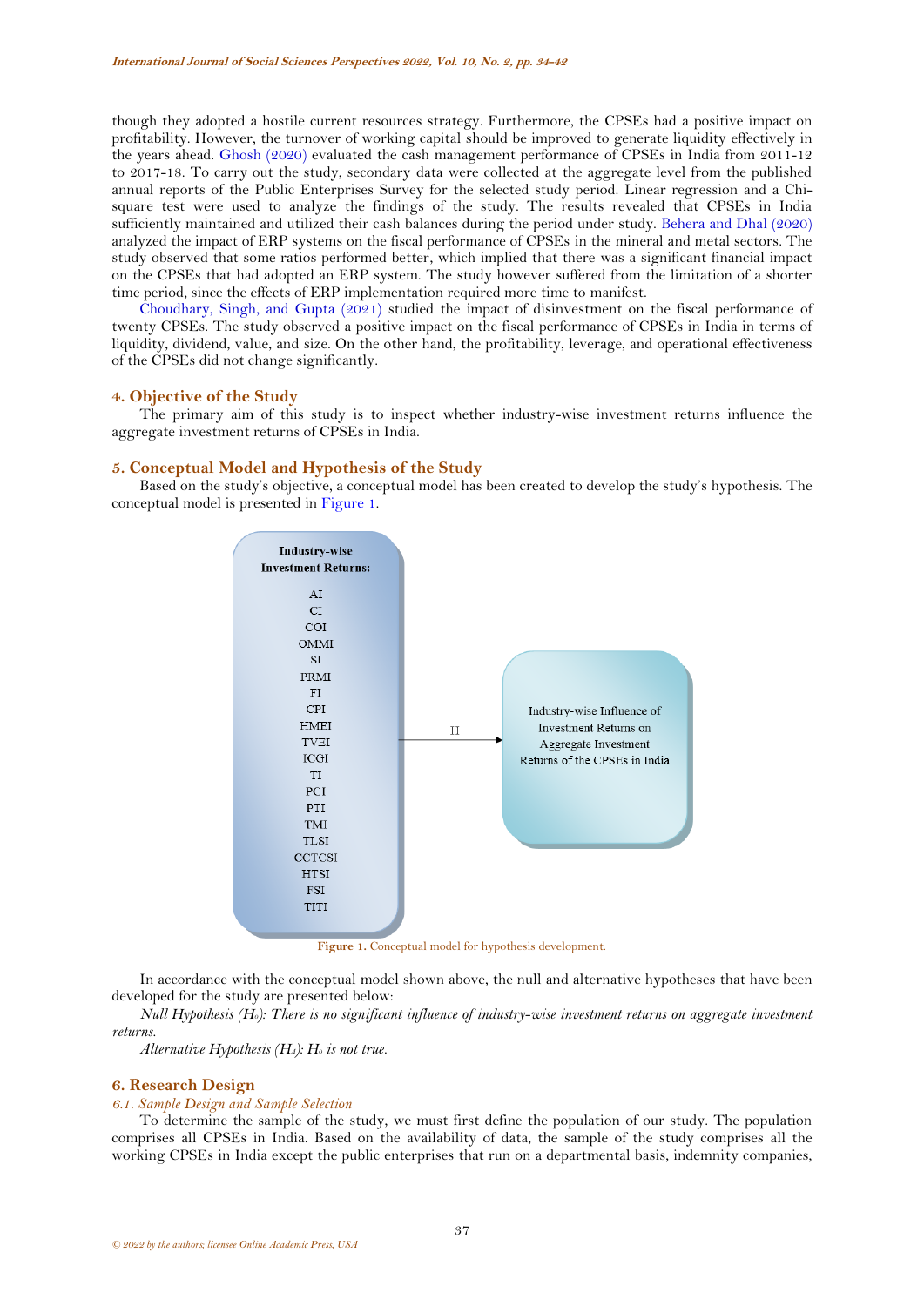though they adopted a hostile current resources strategy. Furthermore, the CPSEs had a positive impact on profitability. However, the turnover of working capital should be improved to generate liquidity effectively in the years ahead. Ghosh (2020) evaluated the cash management performance of CPSEs in India from 2011-12 to 2017-18. To carry out the study, secondary data were collected at the aggregate level from the published annual reports of the Public Enterprises Survey for the selected study period. Linear regression and a Chi-square test were used to analyze the findings of the study. The results revealed that CPSEs in India sufficiently maintained and utilized their cash balances during the period under study. Behera and Dhal (2020) analyzed the impact of ERP systems on the fiscal performance of CPSEs in the mineral and metal sectors. The study observed that some ratios performed better, which implied that there was a significant financial impact on the CPSEs that had adopted an ERP system. The study however suffered from the limitation of a shorter time period, since the effects of ERP implementation required more time to manifest.

Choudhary, Singh, and Gupta (2021) studied the impact of disinvestment on the fiscal performance of twenty CPSEs. The study observed a positive impact on the fiscal performance of CPSEs in India in terms of liquidity, dividend, value, and size. On the other hand, the profitability, leverage, and operational effectiveness of the CPSEs did not change significantly.

## 4. Objective of the Study

The primary aim of this study is to inspect whether industry-wise investment returns influence the aggregate investment returns of CPSEs in India.

## 5. Conceptual Model and Hypothesis of the Study

Based on the study's objective, a conceptual model has been created to develop the study's hypothesis. The conceptual model is presented in Figure 1.

**Industry-wise Investment Returns:**

AI
CI
COI
OMMI
SI
PRMI
FI
CPI
HMEI
TVEI
ICGI
TI
PGI
PTI
TMI
TLSI
CCTCSI
HTSI
FSI
TITI

→ H → Industry-wise Influence of Investment Returns on Aggregate Investment Returns of the CPSEs in India

**Figure 1.** Conceptual model for hypothesis development.

In accordance with the conceptual model shown above, the null and alternative hypotheses that have been developed for the study are presented below:

*Null Hypothesis ($H_0$): There is no significant influence of industry-wise investment returns on aggregate investment returns.*

*Alternative Hypothesis ($H_A$): $H_0$ is not true.*

## 6. Research Design

### *6.1. Sample Design and Sample Selection*

To determine the sample of the study, we must first define the population of our study. The population comprises all CPSEs in India. Based on the availability of data, the sample of the study comprises all the working CPSEs in India except the public enterprises that run on a departmental basis, indemnity companies,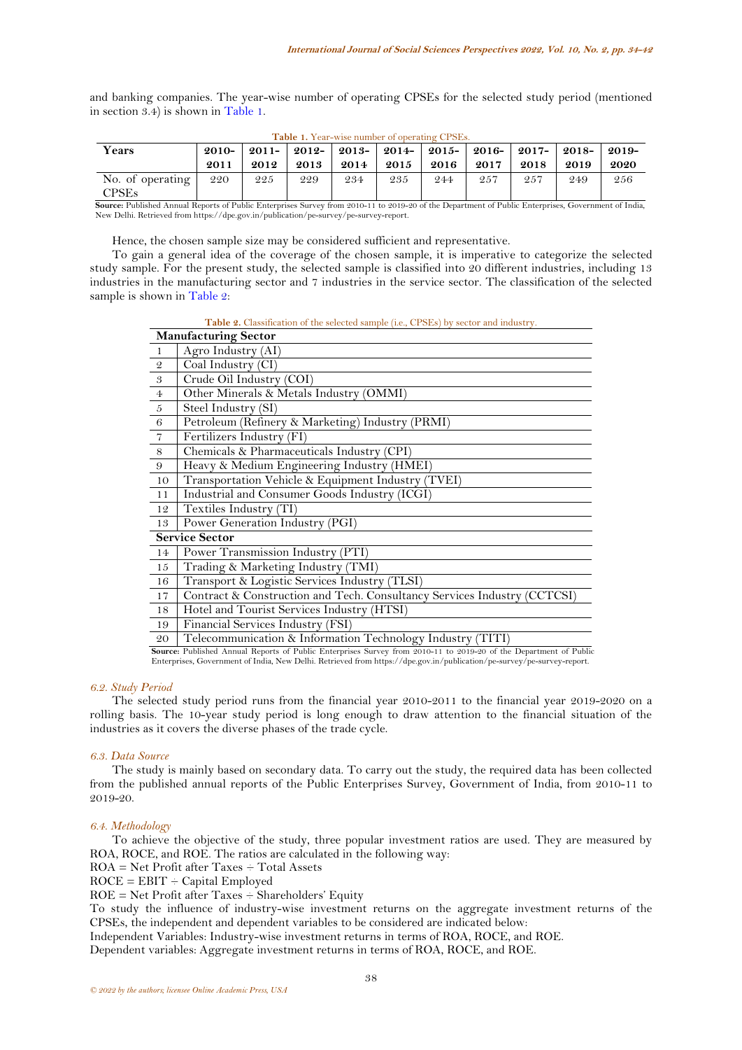and banking companies. The year-wise number of operating CPSEs for the selected study period (mentioned in section 3.4) is shown in Table 1.

**Table 1.** Year-wise number of operating CPSEs.

| Years | 2010-2011 | 2011-2012 | 2012-2013 | 2013-2014 | 2014-2015 | 2015-2016 | 2016-2017 | 2017-2018 | 2018-2019 | 2019-2020 |
|---|---|---|---|---|---|---|---|---|---|---|
| No. of operating CPSEs | 220 | 225 | 229 | 234 | 235 | 244 | 257 | 257 | 249 | 256 |

**Source:** Published Annual Reports of Public Enterprises Survey from 2010-11 to 2019-20 of the Department of Public Enterprises, Government of India, New Delhi. Retrieved from https://dpe.gov.in/publication/pe-survey/pe-survey-report.

Hence, the chosen sample size may be considered sufficient and representative.

To gain a general idea of the coverage of the chosen sample, it is imperative to categorize the selected study sample. For the present study, the selected sample is classified into 20 different industries, including 13 industries in the manufacturing sector and 7 industries in the service sector. The classification of the selected sample is shown in Table 2:

**Table 2.** Classification of the selected sample (i.e., CPSEs) by sector and industry.

| **Manufacturing Sector** | |
|---|---|
| 1 | Agro Industry (AI) |
| 2 | Coal Industry (CI) |
| 3 | Crude Oil Industry (COI) |
| 4 | Other Minerals & Metals Industry (OMMI) |
| 5 | Steel Industry (SI) |
| 6 | Petroleum (Refinery & Marketing) Industry (PRMI) |
| 7 | Fertilizers Industry (FI) |
| 8 | Chemicals & Pharmaceuticals Industry (CPI) |
| 9 | Heavy & Medium Engineering Industry (HMEI) |
| 10 | Transportation Vehicle & Equipment Industry (TVEI) |
| 11 | Industrial and Consumer Goods Industry (ICGI) |
| 12 | Textiles Industry (TI) |
| 13 | Power Generation Industry (PGI) |
| **Service Sector** | |
| 14 | Power Transmission Industry (PTI) |
| 15 | Trading & Marketing Industry (TMI) |
| 16 | Transport & Logistic Services Industry (TLSI) |
| 17 | Contract & Construction and Tech. Consultancy Services Industry (CCTCSI) |
| 18 | Hotel and Tourist Services Industry (HTSI) |
| 19 | Financial Services Industry (FSI) |
| 20 | Telecommunication & Information Technology Industry (TITI) |

**Source:** Published Annual Reports of Public Enterprises Survey from 2010-11 to 2019-20 of the Department of Public Enterprises, Government of India, New Delhi. Retrieved from https://dpe.gov.in/publication/pe-survey/pe-survey-report.

### *6.2. Study Period*

The selected study period runs from the financial year 2010-2011 to the financial year 2019-2020 on a rolling basis. The 10-year study period is long enough to draw attention to the financial situation of the industries as it covers the diverse phases of the trade cycle.

### *6.3. Data Source*

The study is mainly based on secondary data. To carry out the study, the required data has been collected from the published annual reports of the Public Enterprises Survey, Government of India, from 2010-11 to 2019-20.

### *6.4. Methodology*

To achieve the objective of the study, three popular investment ratios are used. They are measured by ROA, ROCE, and ROE. The ratios are calculated in the following way:

ROA = Net Profit after Taxes ÷ Total Assets

ROCE = EBIT ÷ Capital Employed

ROE = Net Profit after Taxes ÷ Shareholders' Equity

To study the influence of industry-wise investment returns on the aggregate investment returns of the CPSEs, the independent and dependent variables to be considered are indicated below:

Independent Variables: Industry-wise investment returns in terms of ROA, ROCE, and ROE.

Dependent variables: Aggregate investment returns in terms of ROA, ROCE, and ROE.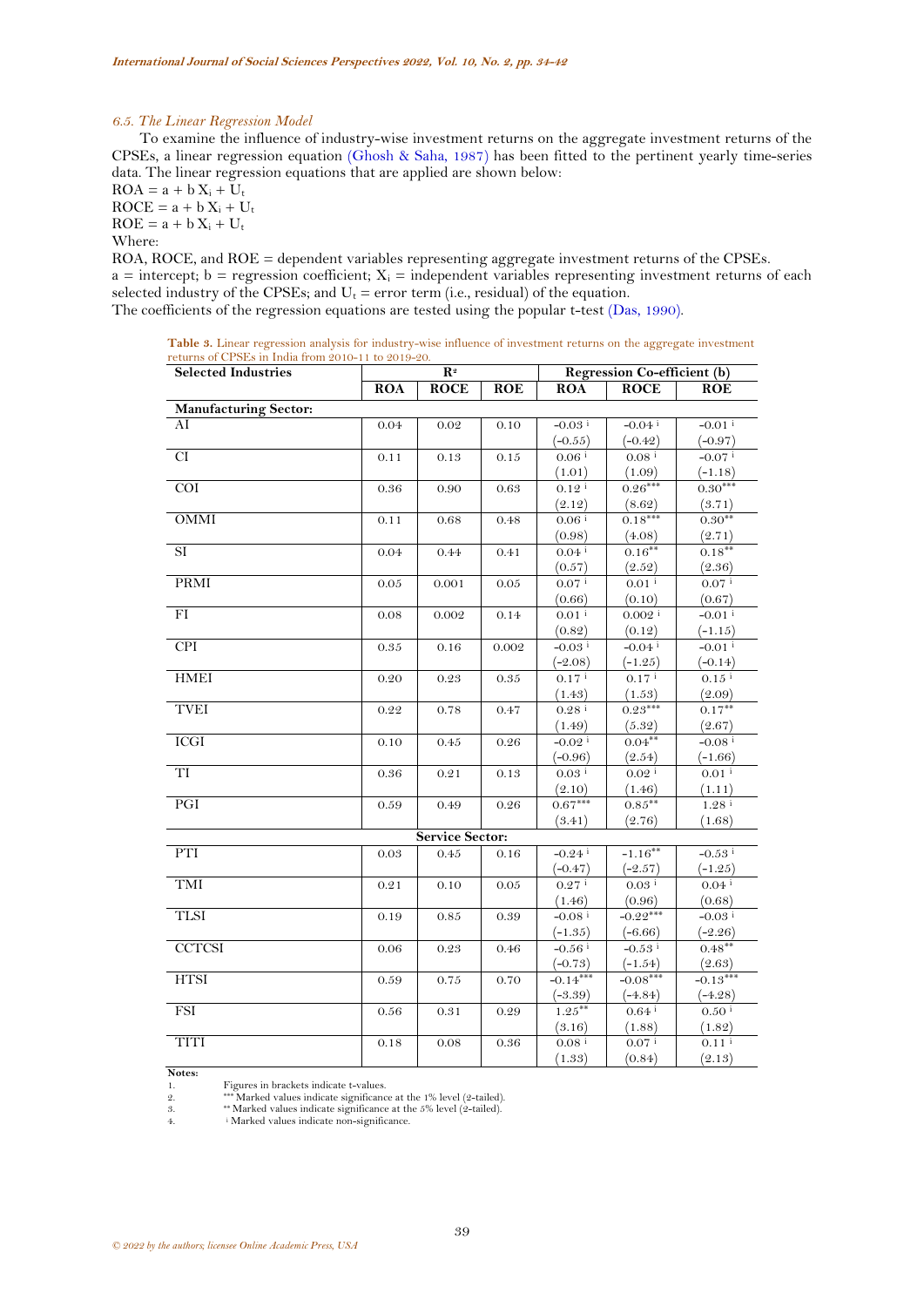### 6.5. The Linear Regression Model

To examine the influence of industry-wise investment returns on the aggregate investment returns of the CPSEs, a linear regression equation (Ghosh & Saha, 1987) has been fitted to the pertinent yearly time-series data. The linear regression equations that are applied are shown below:

$ROA = a + b X_i + U_t$

$ROCE = a + b X_i + U_t$

$ROE = a + b X_i + U_t$

Where:

ROA, ROCE, and ROE = dependent variables representing aggregate investment returns of the CPSEs.

a = intercept; b = regression coefficient; $X_i$ = independent variables representing investment returns of each selected industry of the CPSEs; and $U_t$ = error term (i.e., residual) of the equation.

The coefficients of the regression equations are tested using the popular t-test (Das, 1990).

**Table 3.** Linear regression analysis for industry-wise influence of investment returns on the aggregate investment returns of CPSEs in India from 2010-11 to 2019-20.

| Selected Industries | $R^2$ | | | Regression Co-efficient (b) | | |
|---|---|---|---|---|---|---|
| | ROA | ROCE | ROE | ROA | ROCE | ROE |
| **Manufacturing Sector:** | | | | | | |
| AI | 0.04 | 0.02 | 0.10 | -0.03 [i] (-0.55) | -0.04 [i] (-0.42) | -0.01 [i] (-0.97) |
| CI | 0.11 | 0.13 | 0.15 | 0.06 [i] (1.01) | 0.08 [i] (1.09) | -0.07 [i] (-1.18) |
| COI | 0.36 | 0.90 | 0.63 | 0.12 [i] (2.12) | 0.26*** (8.62) | 0.30*** (3.71) |
| OMMI | 0.11 | 0.68 | 0.48 | 0.06 [i] (0.98) | 0.18*** (4.08) | 0.30** (2.71) |
| SI | 0.04 | 0.44 | 0.41 | 0.04 [i] (0.57) | 0.16** (2.52) | 0.18** (2.36) |
| PRMI | 0.05 | 0.001 | 0.05 | 0.07 [i] (0.66) | 0.01 [i] (0.10) | 0.07 [i] (0.67) |
| FI | 0.08 | 0.002 | 0.14 | 0.01 [i] (0.82) | 0.002 [i] (0.12) | -0.01 [i] (-1.15) |
| CPI | 0.35 | 0.16 | 0.002 | -0.03 [i] (-2.08) | -0.04 [i] (-1.25) | -0.01 [i] (-0.14) |
| HMEI | 0.20 | 0.23 | 0.35 | 0.17 [i] (1.43) | 0.17 [i] (1.53) | 0.15 [i] (2.09) |
| TVEI | 0.22 | 0.78 | 0.47 | 0.28 [i] (1.49) | 0.23*** (5.32) | 0.17** (2.67) |
| ICGI | 0.10 | 0.45 | 0.26 | -0.02 [i] (-0.96) | 0.04** (2.54) | -0.08 [i] (-1.66) |
| TI | 0.36 | 0.21 | 0.13 | 0.03 [i] (2.10) | 0.02 [i] (1.46) | 0.01 [i] (1.11) |
| PGI | 0.59 | 0.49 | 0.26 | 0.67*** (3.41) | 0.85** (2.76) | 1.28 [i] (1.68) |
| **Service Sector:** | | | | | | |
| PTI | 0.03 | 0.45 | 0.16 | -0.24 [i] (-0.47) | -1.16** (-2.57) | -0.53 [i] (-1.25) |
| TMI | 0.21 | 0.10 | 0.05 | 0.27 [i] (1.46) | 0.03 [i] (0.96) | 0.04 [i] (0.68) |
| TLSI | 0.19 | 0.85 | 0.39 | -0.08 [i] (-1.35) | -0.22*** (-6.66) | -0.03 [i] (-2.26) |
| CCTCSI | 0.06 | 0.23 | 0.46 | -0.56 [i] (-0.73) | -0.53 [i] (-1.54) | 0.48** (2.63) |
| HTSI | 0.59 | 0.75 | 0.70 | -0.14*** (-3.39) | -0.08*** (-4.84) | -0.13*** (-4.28) |
| FSI | 0.56 | 0.31 | 0.29 | 1.25** (3.16) | 0.64 [i] (1.88) | 0.50 [i] (1.82) |
| TITI | 0.18 | 0.08 | 0.36 | 0.08 [i] (1.33) | 0.07 [i] (0.84) | 0.11 [i] (2.13) |

**Notes:**

1. Figures in brackets indicate t-values.
2. *** Marked values indicate significance at the 1% level (2-tailed).
3. ** Marked values indicate significance at the 5% level (2-tailed).
4. [i] Marked values indicate non-significance.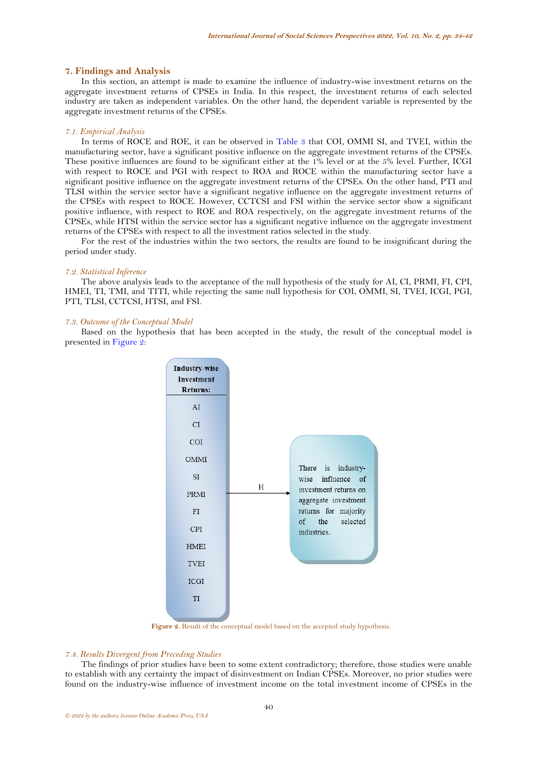## 7. Findings and Analysis

In this section, an attempt is made to examine the influence of industry-wise investment returns on the aggregate investment returns of CPSEs in India. In this respect, the investment returns of each selected industry are taken as independent variables. On the other hand, the dependent variable is represented by the aggregate investment returns of the CPSEs.

### *7.1. Empirical Analysis*

In terms of ROCE and ROE, it can be observed in Table 3 that COI, OMMI SI, and TVEI, within the manufacturing sector, have a significant positive influence on the aggregate investment returns of the CPSEs. These positive influences are found to be significant either at the 1% level or at the 5% level. Further, ICGI with respect to ROCE and PGI with respect to ROA and ROCE within the manufacturing sector have a significant positive influence on the aggregate investment returns of the CPSEs. On the other hand, PTI and TLSI within the service sector have a significant negative influence on the aggregate investment returns of the CPSEs with respect to ROCE. However, CCTCSI and FSI within the service sector show a significant positive influence, with respect to ROE and ROA respectively, on the aggregate investment returns of the CPSEs, while HTSI within the service sector has a significant negative influence on the aggregate investment returns of the CPSEs with respect to all the investment ratios selected in the study.

For the rest of the industries within the two sectors, the results are found to be insignificant during the period under study.

### *7.2. Statistical Inference*

The above analysis leads to the acceptance of the null hypothesis of the study for AI, CI, PRMI, FI, CPI, HMEI, TI, TMI, and TITI, while rejecting the same null hypothesis for COI, OMMI, SI, TVEI, ICGI, PGI, PTI, TLSI, CCTCSI, HTSI, and FSI.

### *7.3. Outcome of the Conceptual Model*

Based on the hypothesis that has been accepted in the study, the result of the conceptual model is presented in Figure 2:

**Industry-wise Investment Returns:**

AI
CI
COI
OMMI
SI
PRMI
FI
CPI
HMEI
TVEI
ICGI
TI

H →

There is industry-wise influence of investment returns on aggregate investment returns for majority of the selected industries.

**Figure 2.** Result of the conceptual model based on the accepted study hypothesis.

### *7.4. Results Divergent from Preceding Studies*

The findings of prior studies have been to some extent contradictory; therefore, those studies were unable to establish with any certainty the impact of disinvestment on Indian CPSEs. Moreover, no prior studies were found on the industry-wise influence of investment income on the total investment income of CPSEs in the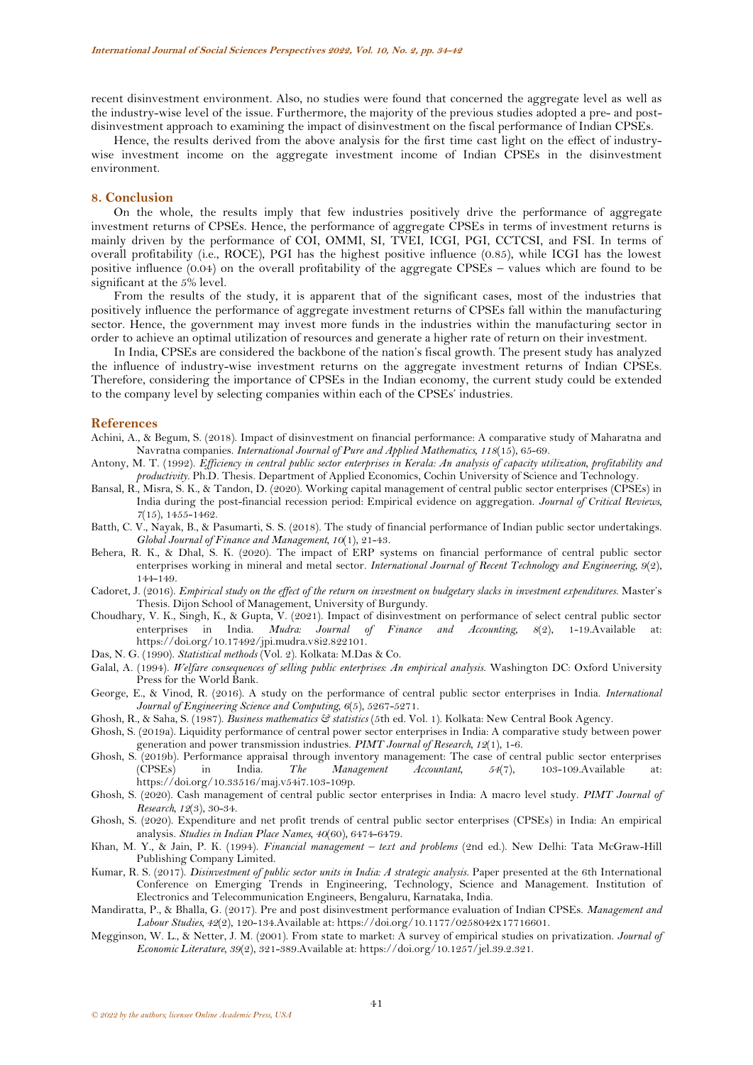recent disinvestment environment. Also, no studies were found that concerned the aggregate level as well as the industry-wise level of the issue. Furthermore, the majority of the previous studies adopted a pre- and post-disinvestment approach to examining the impact of disinvestment on the fiscal performance of Indian CPSEs.

Hence, the results derived from the above analysis for the first time cast light on the effect of industry-wise investment income on the aggregate investment income of Indian CPSEs in the disinvestment environment.

## 8. Conclusion

On the whole, the results imply that few industries positively drive the performance of aggregate investment returns of CPSEs. Hence, the performance of aggregate CPSEs in terms of investment returns is mainly driven by the performance of COI, OMMI, SI, TVEI, ICGI, PGI, CCTCSI, and FSI. In terms of overall profitability (i.e., ROCE), PGI has the highest positive influence (0.85), while ICGI has the lowest positive influence (0.04) on the overall profitability of the aggregate CPSEs – values which are found to be significant at the 5% level.

From the results of the study, it is apparent that of the significant cases, most of the industries that positively influence the performance of aggregate investment returns of CPSEs fall within the manufacturing sector. Hence, the government may invest more funds in the industries within the manufacturing sector in order to achieve an optimal utilization of resources and generate a higher rate of return on their investment.

In India, CPSEs are considered the backbone of the nation's fiscal growth. The present study has analyzed the influence of industry-wise investment returns on the aggregate investment returns of Indian CPSEs. Therefore, considering the importance of CPSEs in the Indian economy, the current study could be extended to the company level by selecting companies within each of the CPSEs' industries.

## References

Achini, A., & Begum, S. (2018). Impact of disinvestment on financial performance: A comparative study of Maharatna and Navratna companies. *International Journal of Pure and Applied Mathematics, 118*(15), 65-69.

Antony, M. T. (1992). *Efficiency in central public sector enterprises in Kerala: An analysis of capacity utilization, profitability and productivity.* Ph.D. Thesis. Department of Applied Economics, Cochin University of Science and Technology.

Bansal, R., Misra, S. K., & Tandon, D. (2020). Working capital management of central public sector enterprises (CPSEs) in India during the post-financial recession period: Empirical evidence on aggregation. *Journal of Critical Reviews, 7*(15), 1455-1462.

Batth, C. V., Nayak, B., & Pasumarti, S. S. (2018). The study of financial performance of Indian public sector undertakings. *Global Journal of Finance and Management, 10*(1), 21-43.

Behera, R. K., & Dhal, S. K. (2020). The impact of ERP systems on financial performance of central public sector enterprises working in mineral and metal sector. *International Journal of Recent Technology and Engineering, 9*(2), 144-149.

Cadoret, J. (2016). *Empirical study on the effect of the return on investment on budgetary slacks in investment expenditures.* Master's Thesis. Dijon School of Management, University of Burgundy.

Choudhary, V. K., Singh, K., & Gupta, V. (2021). Impact of disinvestment on performance of select central public sector enterprises in India. *Mudra: Journal of Finance and Accounting, 8*(2), 1-19.Available at: https://doi.org/10.17492/jpi.mudra.v8i2.822101.

Das, N. G. (1990). *Statistical methods* (Vol. 2). Kolkata: M.Das & Co.

Galal, A. (1994). *Welfare consequences of selling public enterprises: An empirical analysis.* Washington DC: Oxford University Press for the World Bank.

George, E., & Vinod, R. (2016). A study on the performance of central public sector enterprises in India. *International Journal of Engineering Science and Computing, 6*(5), 5267-5271.

Ghosh, R., & Saha, S. (1987). *Business mathematics & statistics* (5th ed. Vol. 1). Kolkata: New Central Book Agency.

Ghosh, S. (2019a). Liquidity performance of central power sector enterprises in India: A comparative study between power generation and power transmission industries. *PIMT Journal of Research, 12*(1), 1-6.

Ghosh, S. (2019b). Performance appraisal through inventory management: The case of central public sector enterprises (CPSEs) in India. *The Management Accountant, 54*(7), 103-109.Available at: https://doi.org/10.33516/maj.v54i7.103-109p.

Ghosh, S. (2020). Cash management of central public sector enterprises in India: A macro level study. *PIMT Journal of Research, 12*(3), 30-34.

Ghosh, S. (2020). Expenditure and net profit trends of central public sector enterprises (CPSEs) in India: An empirical analysis. *Studies in Indian Place Names, 40*(60), 6474-6479.

Khan, M. Y., & Jain, P. K. (1994). *Financial management – text and problems* (2nd ed.). New Delhi: Tata McGraw-Hill Publishing Company Limited.

Kumar, R. S. (2017). *Disinvestment of public sector units in India: A strategic analysis.* Paper presented at the 6th International Conference on Emerging Trends in Engineering, Technology, Science and Management. Institution of Electronics and Telecommunication Engineers, Bengaluru, Karnataka, India.

Mandiratta, P., & Bhalla, G. (2017). Pre and post disinvestment performance evaluation of Indian CPSEs. *Management and Labour Studies, 42*(2), 120-134.Available at: https://doi.org/10.1177/0258042x17716601.

Megginson, W. L., & Netter, J. M. (2001). From state to market: A survey of empirical studies on privatization. *Journal of Economic Literature, 39*(2), 321-389.Available at: https://doi.org/10.1257/jel.39.2.321.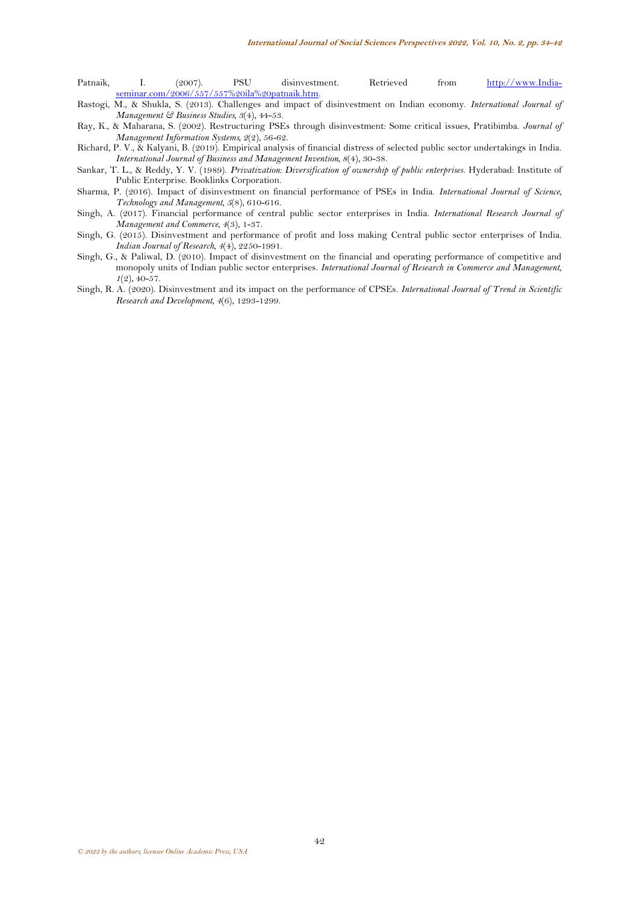Patnaik, I. (2007). PSU disinvestment. Retrieved from http://www.India-seminar.com/2006/557/557%20ila%20patnaik.htm.

Rastogi, M., & Shukla, S. (2013). Challenges and impact of disinvestment on Indian economy. *International Journal of Management & Business Studies, 3*(4), 44-53.

Ray, K., & Maharana, S. (2002). Restructuring PSEs through disinvestment: Some critical issues, Pratibimba. *Journal of Management Information Systems, 2*(2), 56-62.

Richard, P. V., & Kalyani, B. (2019). Empirical analysis of financial distress of selected public sector undertakings in India. *International Journal of Business and Management Invention, 8*(4), 30-38.

Sankar, T. L., & Reddy, Y. V. (1989). *Privatization: Diversification of ownership of public enterprises*. Hyderabad: Institute of Public Enterprise. Booklinks Corporation.

Sharma, P. (2016). Impact of disinvestment on financial performance of PSEs in India. *International Journal of Science, Technology and Management, 5*(8), 610-616.

Singh, A. (2017). Financial performance of central public sector enterprises in India. *International Research Journal of Management and Commerce, 4*(3), 1-37.

Singh, G. (2015). Disinvestment and performance of profit and loss making Central public sector enterprises of India. *Indian Journal of Research, 4*(4), 2250-1991.

Singh, G., & Paliwal, D. (2010). Impact of disinvestment on the financial and operating performance of competitive and monopoly units of Indian public sector enterprises. *International Journal of Research in Commerce and Management, 1*(2), 40-57.

Singh, R. A. (2020). Disinvestment and its impact on the performance of CPSEs. *International Journal of Trend in Scientific Research and Development, 4*(6), 1293-1299.